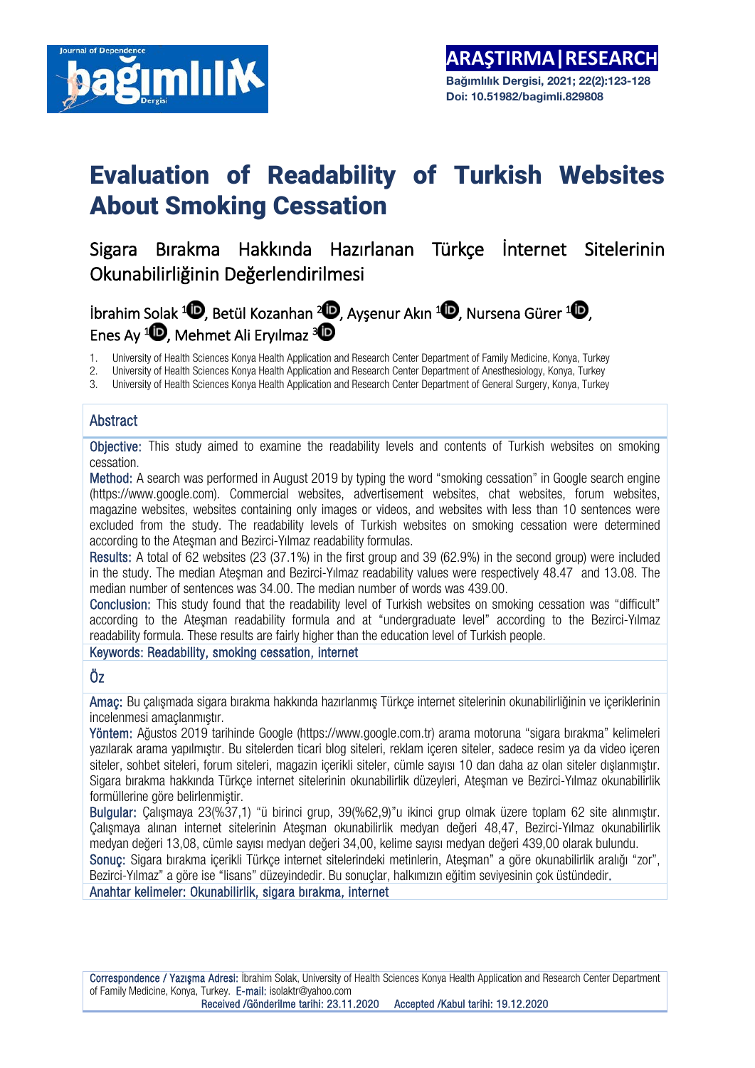ARAŞTIRMA | RESEARCH

# Evaluation of Readability of Turkish Websites About Smoking Cessation

## Sigara Bırakma Hakkında Hazırlanan Türkçe İnternet Sitelerinin Okunabilirliğinin Değerlendirilmesi

İbrahim Solak [1], Betül Kozanhan [2], Ayşenur Akın [1], Nursena Gürer [1], Enes Ay [1], Mehmet Ali Eryılmaz [3]

1. University of Health Sciences Konya Health Application and Research Center Department of Family Medicine, Konya, Turkey
2. University of Health Sciences Konya Health Application and Research Center Department of Anesthesiology, Konya, Turkey
3. University of Health Sciences Konya Health Application and Research Center Department of General Surgery, Konya, Turkey

### Abstract

**Objective:** This study aimed to examine the readability levels and contents of Turkish websites on smoking cessation.

**Method:** A search was performed in August 2019 by typing the word "smoking cessation" in Google search engine (https://www.google.com). Commercial websites, advertisement websites, chat websites, forum websites, magazine websites, websites containing only images or videos, and websites with less than 10 sentences were excluded from the study. The readability levels of Turkish websites on smoking cessation were determined according to the Ateşman and Bezirci-Yılmaz readability formulas.

**Results:** A total of 62 websites (23 (37.1%) in the first group and 39 (62.9%) in the second group) were included in the study. The median Ateşman and Bezirci-Yılmaz readability values were respectively 48.47 and 13.08. The median number of sentences was 34.00. The median number of words was 439.00.

**Conclusion:** This study found that the readability level of Turkish websites on smoking cessation was "difficult" according to the Ateşman readability formula and at "undergraduate level" according to the Bezirci-Yılmaz readability formula. These results are fairly higher than the education level of Turkish people.

**Keywords:** Readability, smoking cessation, internet

### Öz

**Amaç:** Bu çalışmada sigara bırakma hakkında hazırlanmış Türkçe internet sitelerinin okunabilirliğinin ve içeriklerinin incelenmesi amaçlanmıştır.

**Yöntem:** Ağustos 2019 tarihinde Google (https://www.google.com.tr) arama motoruna "sigara bırakma" kelimeleri yazılarak arama yapılmıştır. Bu sitelerden ticari blog siteleri, reklam içeren siteler, sadece resim ya da video içeren siteler, sohbet siteleri, forum siteleri, magazin içerikli siteler, cümle sayısı 10 dan daha az olan siteler dışlanmıştır. Sigara bırakma hakkında Türkçe internet sitelerinin okunabilirlik düzeyleri, Ateşman ve Bezirci-Yılmaz okunabilirlik formüllerine göre belirlenmiştir.

**Bulgular:** Çalışmaya 23(%37,1) "ü birinci grup, 39(%62,9)"u ikinci grup olmak üzere toplam 62 site alınmıştır. Çalışmaya alınan internet sitelerinin Ateşman okunabilirlik medyan değeri 48,47, Bezirci-Yılmaz okunabilirlik medyan değeri 13,08, cümle sayısı medyan değeri 34,00, kelime sayısı medyan değeri 439,00 olarak bulundu.

**Sonuç:** Sigara bırakma içerikli Türkçe internet sitelerindeki metinlerin, Ateşman" a göre okunabilirlik aralığı "zor", Bezirci-Yılmaz" a göre ise "lisans" düzeyindedir. Bu sonuçlar, halkımızın eğitim seviyesinin çok üstündedir.

**Anahtar kelimeler:** Okunabilirlik, sigara bırakma, internet

Correspondence / Yazışma Adresi: İbrahim Solak, University of Health Sciences Konya Health Application and Research Center Department of Family Medicine, Konya, Turkey. E-mail: isolaktr@yahoo.com

Received /Gönderilme tarihi: 23.11.2020 Accepted /Kabul tarihi: 19.12.2020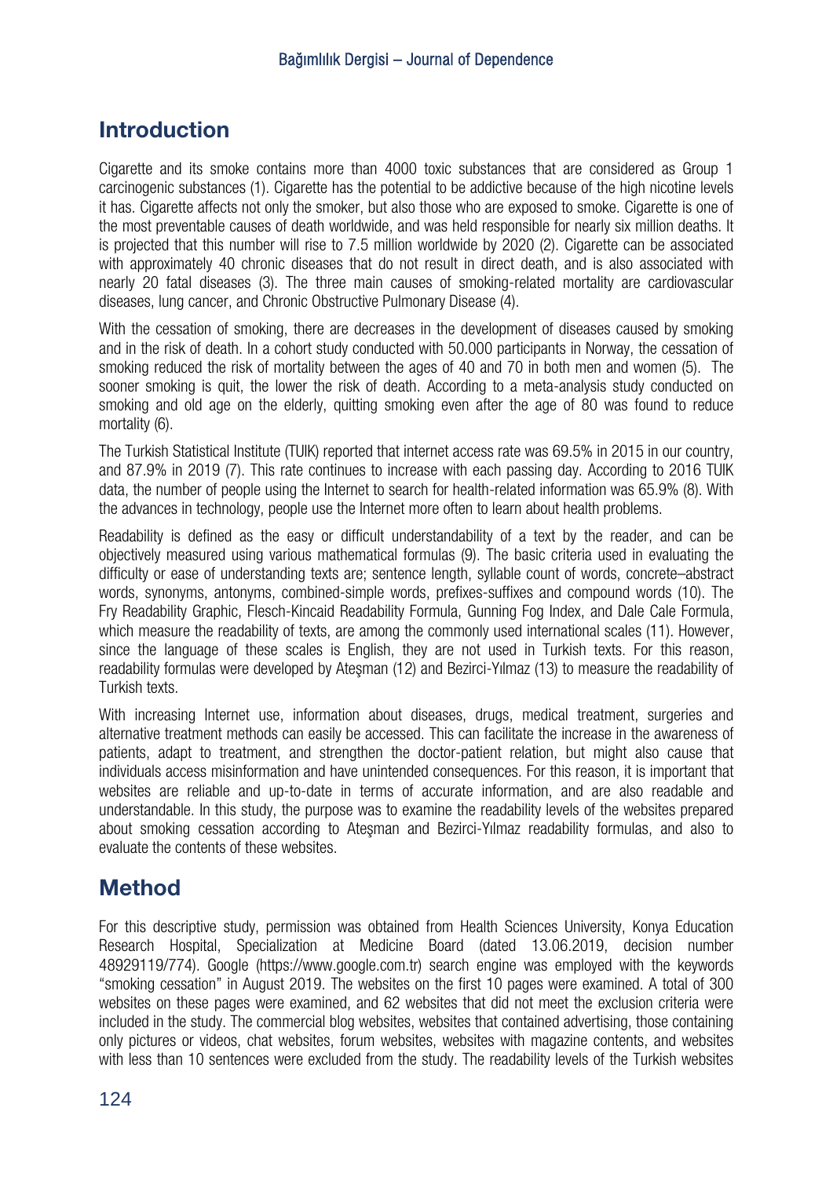## Introduction

Cigarette and its smoke contains more than 4000 toxic substances that are considered as Group 1 carcinogenic substances (1). Cigarette has the potential to be addictive because of the high nicotine levels it has. Cigarette affects not only the smoker, but also those who are exposed to smoke. Cigarette is one of the most preventable causes of death worldwide, and was held responsible for nearly six million deaths. It is projected that this number will rise to 7.5 million worldwide by 2020 (2). Cigarette can be associated with approximately 40 chronic diseases that do not result in direct death, and is also associated with nearly 20 fatal diseases (3). The three main causes of smoking-related mortality are cardiovascular diseases, lung cancer, and Chronic Obstructive Pulmonary Disease (4).

With the cessation of smoking, there are decreases in the development of diseases caused by smoking and in the risk of death. In a cohort study conducted with 50.000 participants in Norway, the cessation of smoking reduced the risk of mortality between the ages of 40 and 70 in both men and women (5). The sooner smoking is quit, the lower the risk of death. According to a meta-analysis study conducted on smoking and old age on the elderly, quitting smoking even after the age of 80 was found to reduce mortality (6).

The Turkish Statistical Institute (TUIK) reported that internet access rate was 69.5% in 2015 in our country, and 87.9% in 2019 (7). This rate continues to increase with each passing day. According to 2016 TUIK data, the number of people using the Internet to search for health-related information was 65.9% (8). With the advances in technology, people use the Internet more often to learn about health problems.

Readability is defined as the easy or difficult understandability of a text by the reader, and can be objectively measured using various mathematical formulas (9). The basic criteria used in evaluating the difficulty or ease of understanding texts are; sentence length, syllable count of words, concrete–abstract words, synonyms, antonyms, combined-simple words, prefixes-suffixes and compound words (10). The Fry Readability Graphic, Flesch-Kincaid Readability Formula, Gunning Fog Index, and Dale Cale Formula, which measure the readability of texts, are among the commonly used international scales (11). However, since the language of these scales is English, they are not used in Turkish texts. For this reason, readability formulas were developed by Ateşman (12) and Bezirci-Yılmaz (13) to measure the readability of Turkish texts.

With increasing Internet use, information about diseases, drugs, medical treatment, surgeries and alternative treatment methods can easily be accessed. This can facilitate the increase in the awareness of patients, adapt to treatment, and strengthen the doctor-patient relation, but might also cause that individuals access misinformation and have unintended consequences. For this reason, it is important that websites are reliable and up-to-date in terms of accurate information, and are also readable and understandable. In this study, the purpose was to examine the readability levels of the websites prepared about smoking cessation according to Ateşman and Bezirci-Yılmaz readability formulas, and also to evaluate the contents of these websites.

## Method

For this descriptive study, permission was obtained from Health Sciences University, Konya Education Research Hospital, Specialization at Medicine Board (dated 13.06.2019, decision number 48929119/774). Google (https://www.google.com.tr) search engine was employed with the keywords "smoking cessation" in August 2019. The websites on the first 10 pages were examined. A total of 300 websites on these pages were examined, and 62 websites that did not meet the exclusion criteria were included in the study. The commercial blog websites, websites that contained advertising, those containing only pictures or videos, chat websites, forum websites, websites with magazine contents, and websites with less than 10 sentences were excluded from the study. The readability levels of the Turkish websites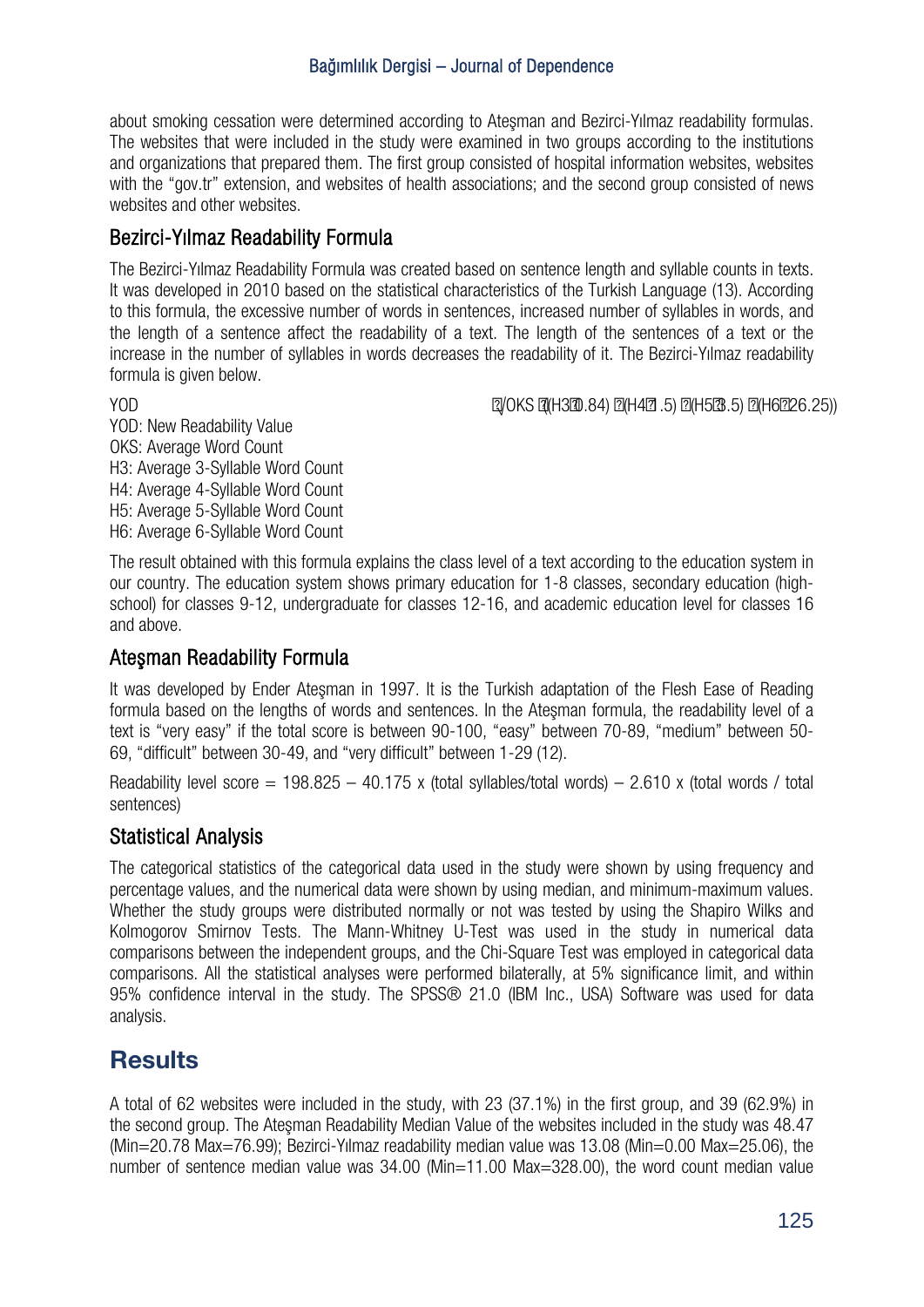about smoking cessation were determined according to Ateşman and Bezirci-Yılmaz readability formulas. The websites that were included in the study were examined in two groups according to the institutions and organizations that prepared them. The first group consisted of hospital information websites, websites with the "gov.tr" extension, and websites of health associations; and the second group consisted of news websites and other websites.

## Bezirci-Yılmaz Readability Formula

The Bezirci-Yılmaz Readability Formula was created based on sentence length and syllable counts in texts. It was developed in 2010 based on the statistical characteristics of the Turkish Language (13). According to this formula, the excessive number of words in sentences, increased number of syllables in words, and the length of a sentence affect the readability of a text. The length of the sentences of a text or the increase in the number of syllables in words decreases the readability of it. The Bezirci-Yılmaz readability formula is given below.

$$YOD = \sqrt{OKS \times ((H3 \times 0.84) + (H4 \times 1.5) + (H5 \times 3.5) + (H6 \times 26.25))}$$

YOD: New Readability Value
OKS: Average Word Count
H3: Average 3-Syllable Word Count
H4: Average 4-Syllable Word Count
H5: Average 5-Syllable Word Count
H6: Average 6-Syllable Word Count

The result obtained with this formula explains the class level of a text according to the education system in our country. The education system shows primary education for 1-8 classes, secondary education (high-school) for classes 9-12, undergraduate for classes 12-16, and academic education level for classes 16 and above.

## Ateşman Readability Formula

It was developed by Ender Ateşman in 1997. It is the Turkish adaptation of the Flesh Ease of Reading formula based on the lengths of words and sentences. In the Ateşman formula, the readability level of a text is "very easy" if the total score is between 90-100, "easy" between 70-89, "medium" between 50-69, "difficult" between 30-49, and "very difficult" between 1-29 (12).

Readability level score = 198.825 – 40.175 x (total syllables/total words) – 2.610 x (total words / total sentences)

## Statistical Analysis

The categorical statistics of the categorical data used in the study were shown by using frequency and percentage values, and the numerical data were shown by using median, and minimum-maximum values. Whether the study groups were distributed normally or not was tested by using the Shapiro Wilks and Kolmogorov Smirnov Tests. The Mann-Whitney U-Test was used in the study in numerical data comparisons between the independent groups, and the Chi-Square Test was employed in categorical data comparisons. All the statistical analyses were performed bilaterally, at 5% significance limit, and within 95% confidence interval in the study. The SPSS® 21.0 (IBM Inc., USA) Software was used for data analysis.

# Results

A total of 62 websites were included in the study, with 23 (37.1%) in the first group, and 39 (62.9%) in the second group. The Ateşman Readability Median Value of the websites included in the study was 48.47 (Min=20.78 Max=76.99); Bezirci-Yılmaz readability median value was 13.08 (Min=0.00 Max=25.06), the number of sentence median value was 34.00 (Min=11.00 Max=328.00), the word count median value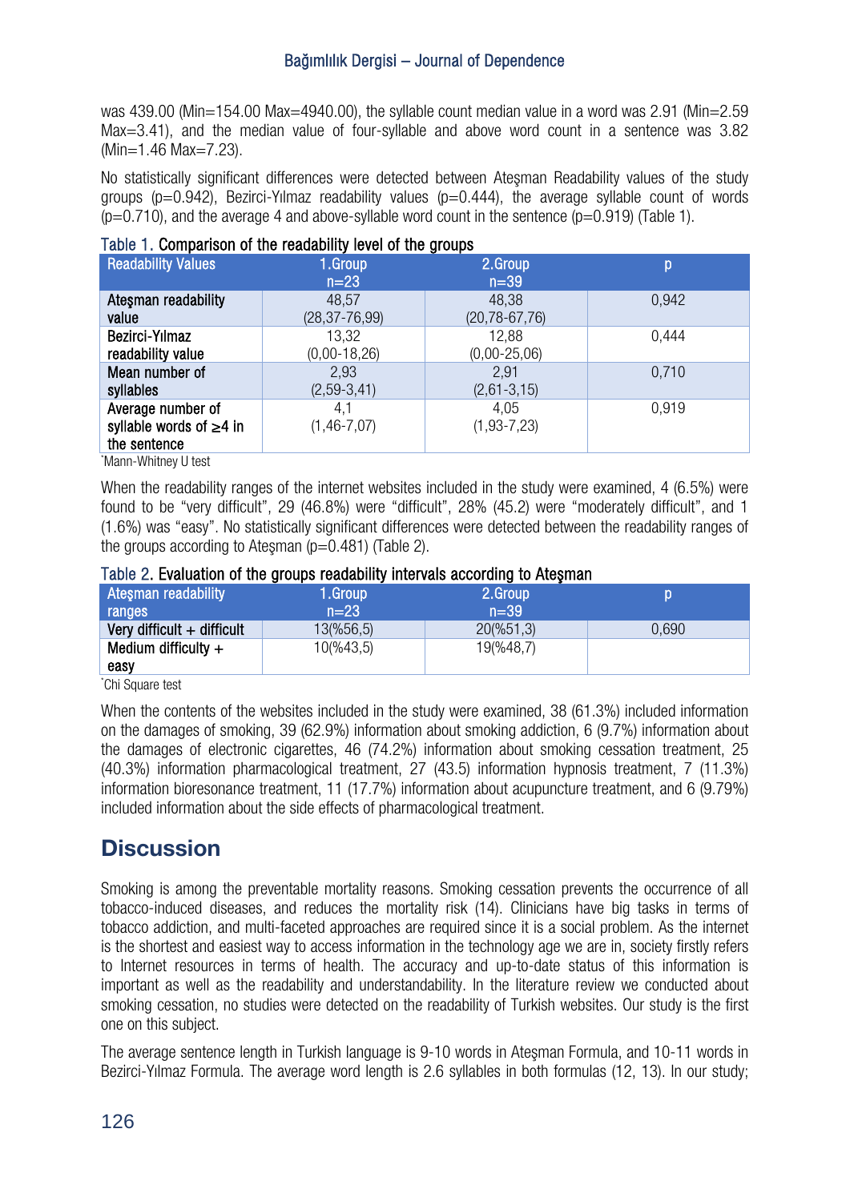was 439.00 (Min=154.00 Max=4940.00), the syllable count median value in a word was 2.91 (Min=2.59 Max=3.41), and the median value of four-syllable and above word count in a sentence was 3.82 (Min=1.46 Max=7.23).

No statistically significant differences were detected between Ateşman Readability values of the study groups (p=0.942), Bezirci-Yılmaz readability values (p=0.444), the average syllable count of words (p=0.710), and the average 4 and above-syllable word count in the sentence (p=0.919) (Table 1).

Table 1. Comparison of the readability level of the groups

| Readability Values | 1.Group n=23 | 2.Group n=39 | p |
|---|---|---|---|
| Ateşman readability value | 48,57 (28,37-76,99) | 48,38 (20,78-67,76) | 0,942 |
| Bezirci-Yılmaz readability value | 13,32 (0,00-18,26) | 12,88 (0,00-25,06) | 0,444 |
| Mean number of syllables | 2,93 (2,59-3,41) | 2,91 (2,61-3,15) | 0,710 |
| Average number of syllable words of ≥4 in the sentence | 4,1 (1,46-7,07) | 4,05 (1,93-7,23) | 0,919 |

*Mann-Whitney U test

When the readability ranges of the internet websites included in the study were examined, 4 (6.5%) were found to be "very difficult", 29 (46.8%) were "difficult", 28% (45.2) were "moderately difficult", and 1 (1.6%) was "easy". No statistically significant differences were detected between the readability ranges of the groups according to Ateşman (p=0.481) (Table 2).

Table 2. Evaluation of the groups readability intervals according to Ateşman

| Ateşman readability ranges | 1.Group n=23 | 2.Group n=39 | p |
|---|---|---|---|
| Very difficult + difficult | 13(%56,5) | 20(%51,3) | 0,690 |
| Medium difficulty + easy | 10(%43,5) | 19(%48,7) | |

*Chi Square test

When the contents of the websites included in the study were examined, 38 (61.3%) included information on the damages of smoking, 39 (62.9%) information about smoking addiction, 6 (9.7%) information about the damages of electronic cigarettes, 46 (74.2%) information about smoking cessation treatment, 25 (40.3%) information pharmacological treatment, 27 (43.5) information hypnosis treatment, 7 (11.3%) information bioresonance treatment, 11 (17.7%) information about acupuncture treatment, and 6 (9.79%) included information about the side effects of pharmacological treatment.

## Discussion

Smoking is among the preventable mortality reasons. Smoking cessation prevents the occurrence of all tobacco-induced diseases, and reduces the mortality risk (14). Clinicians have big tasks in terms of tobacco addiction, and multi-faceted approaches are required since it is a social problem. As the internet is the shortest and easiest way to access information in the technology age we are in, society firstly refers to Internet resources in terms of health. The accuracy and up-to-date status of this information is important as well as the readability and understandability. In the literature review we conducted about smoking cessation, no studies were detected on the readability of Turkish websites. Our study is the first one on this subject.

The average sentence length in Turkish language is 9-10 words in Ateşman Formula, and 10-11 words in Bezirci-Yılmaz Formula. The average word length is 2.6 syllables in both formulas (12, 13). In our study;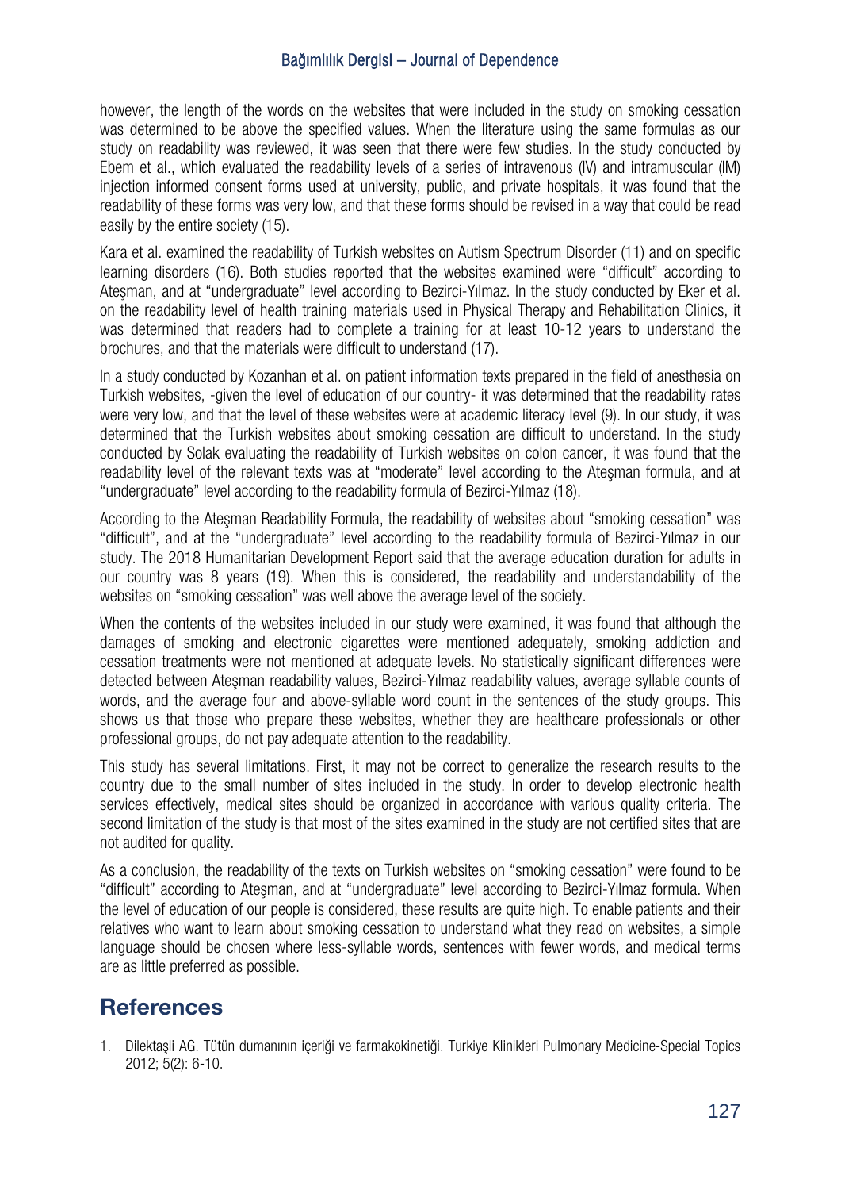however, the length of the words on the websites that were included in the study on smoking cessation was determined to be above the specified values. When the literature using the same formulas as our study on readability was reviewed, it was seen that there were few studies. In the study conducted by Ebem et al., which evaluated the readability levels of a series of intravenous (IV) and intramuscular (IM) injection informed consent forms used at university, public, and private hospitals, it was found that the readability of these forms was very low, and that these forms should be revised in a way that could be read easily by the entire society (15).

Kara et al. examined the readability of Turkish websites on Autism Spectrum Disorder (11) and on specific learning disorders (16). Both studies reported that the websites examined were "difficult" according to Ateşman, and at "undergraduate" level according to Bezirci-Yılmaz. In the study conducted by Eker et al. on the readability level of health training materials used in Physical Therapy and Rehabilitation Clinics, it was determined that readers had to complete a training for at least 10-12 years to understand the brochures, and that the materials were difficult to understand (17).

In a study conducted by Kozanhan et al. on patient information texts prepared in the field of anesthesia on Turkish websites, -given the level of education of our country- it was determined that the readability rates were very low, and that the level of these websites were at academic literacy level (9). In our study, it was determined that the Turkish websites about smoking cessation are difficult to understand. In the study conducted by Solak evaluating the readability of Turkish websites on colon cancer, it was found that the readability level of the relevant texts was at "moderate" level according to the Ateşman formula, and at "undergraduate" level according to the readability formula of Bezirci-Yılmaz (18).

According to the Ateşman Readability Formula, the readability of websites about "smoking cessation" was "difficult", and at the "undergraduate" level according to the readability formula of Bezirci-Yılmaz in our study. The 2018 Humanitarian Development Report said that the average education duration for adults in our country was 8 years (19). When this is considered, the readability and understandability of the websites on "smoking cessation" was well above the average level of the society.

When the contents of the websites included in our study were examined, it was found that although the damages of smoking and electronic cigarettes were mentioned adequately, smoking addiction and cessation treatments were not mentioned at adequate levels. No statistically significant differences were detected between Ateşman readability values, Bezirci-Yılmaz readability values, average syllable counts of words, and the average four and above-syllable word count in the sentences of the study groups. This shows us that those who prepare these websites, whether they are healthcare professionals or other professional groups, do not pay adequate attention to the readability.

This study has several limitations. First, it may not be correct to generalize the research results to the country due to the small number of sites included in the study. In order to develop electronic health services effectively, medical sites should be organized in accordance with various quality criteria. The second limitation of the study is that most of the sites examined in the study are not certified sites that are not audited for quality.

As a conclusion, the readability of the texts on Turkish websites on "smoking cessation" were found to be "difficult" according to Ateşman, and at "undergraduate" level according to Bezirci-Yılmaz formula. When the level of education of our people is considered, these results are quite high. To enable patients and their relatives who want to learn about smoking cessation to understand what they read on websites, a simple language should be chosen where less-syllable words, sentences with fewer words, and medical terms are as little preferred as possible.

## References

1. Dilektaşli AG. Tütün dumanının içeriği ve farmakokinetiği. Turkiye Klinikleri Pulmonary Medicine-Special Topics 2012; 5(2): 6-10.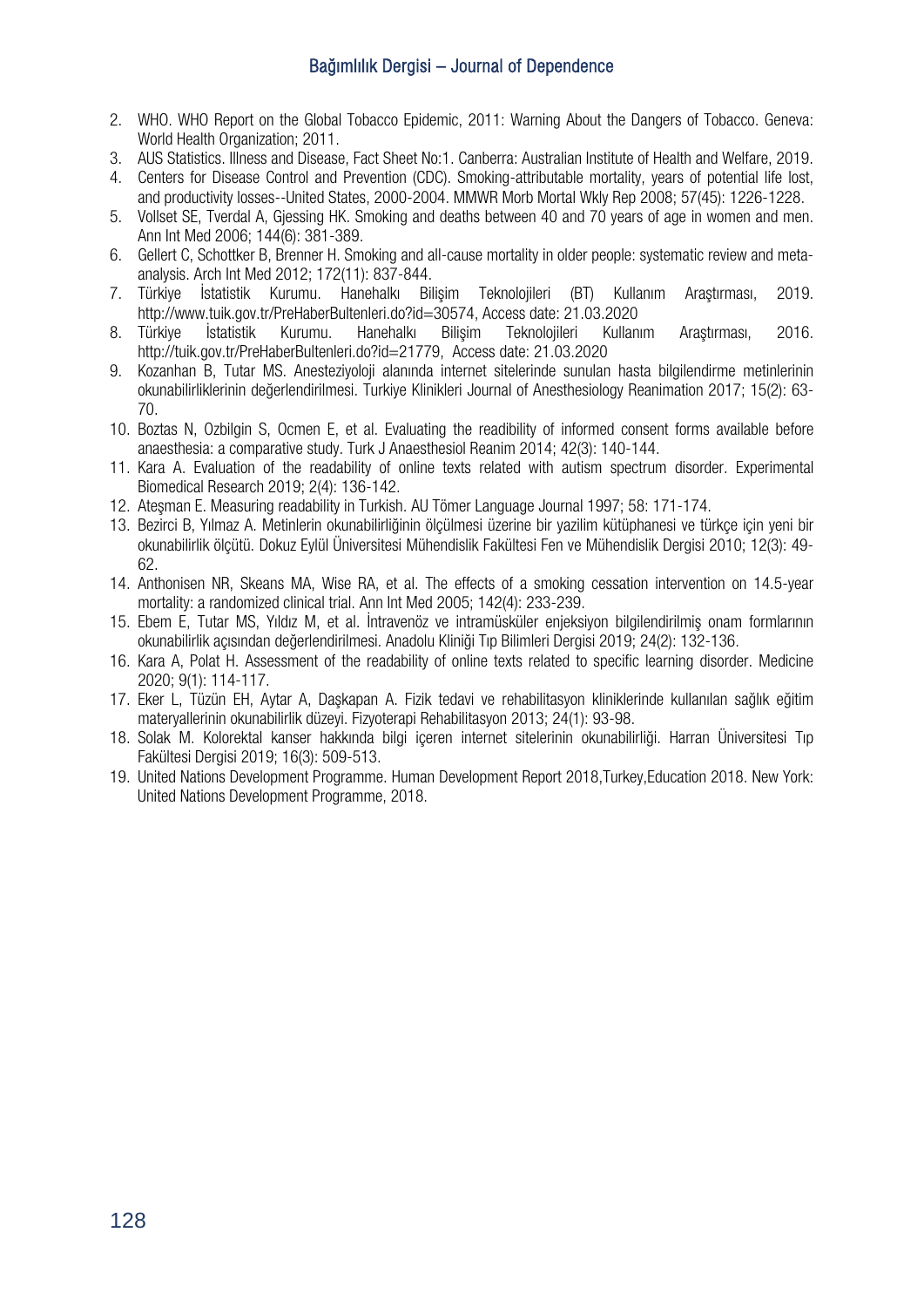2. WHO. WHO Report on the Global Tobacco Epidemic, 2011: Warning About the Dangers of Tobacco. Geneva: World Health Organization; 2011.
3. AUS Statistics. Illness and Disease, Fact Sheet No:1. Canberra: Australian Institute of Health and Welfare, 2019.
4. Centers for Disease Control and Prevention (CDC). Smoking-attributable mortality, years of potential life lost, and productivity losses--United States, 2000-2004. MMWR Morb Mortal Wkly Rep 2008; 57(45): 1226-1228.
5. Vollset SE, Tverdal A, Gjessing HK. Smoking and deaths between 40 and 70 years of age in women and men. Ann Int Med 2006; 144(6): 381-389.
6. Gellert C, Schottker B, Brenner H. Smoking and all-cause mortality in older people: systematic review and meta-analysis. Arch Int Med 2012; 172(11): 837-844.
7. Türkiye İstatistik Kurumu. Hanehalkı Bilişim Teknolojileri (BT) Kullanım Araştırması, 2019. http://www.tuik.gov.tr/PreHaberBultenleri.do?id=30574, Access date: 21.03.2020
8. Türkiye İstatistik Kurumu. Hanehalkı Bilişim Teknolojileri Kullanım Araştırması, 2016. http://tuik.gov.tr/PreHaberBultenleri.do?id=21779, Access date: 21.03.2020
9. Kozanhan B, Tutar MS. Anesteziyoloji alanında internet sitelerinde sunulan hasta bilgilendirme metinlerinin okunabilirliklerinin değerlendirilmesi. Turkiye Klinikleri Journal of Anesthesiology Reanimation 2017; 15(2): 63-70.
10. Boztas N, Ozbilgin S, Ocmen E, et al. Evaluating the readibility of informed consent forms available before anaesthesia: a comparative study. Turk J Anaesthesiol Reanim 2014; 42(3): 140-144.
11. Kara A. Evaluation of the readability of online texts related with autism spectrum disorder. Experimental Biomedical Research 2019; 2(4): 136-142.
12. Ateşman E. Measuring readability in Turkish. AU Tömer Language Journal 1997; 58: 171-174.
13. Bezirci B, Yılmaz A. Metinlerin okunabilirliğinin ölçülmesi üzerine bir yazilim kütüphanesi ve türkçe için yeni bir okunabilirlik ölçütü. Dokuz Eylül Üniversitesi Mühendislik Fakültesi Fen ve Mühendislik Dergisi 2010; 12(3): 49-62.
14. Anthonisen NR, Skeans MA, Wise RA, et al. The effects of a smoking cessation intervention on 14.5-year mortality: a randomized clinical trial. Ann Int Med 2005; 142(4): 233-239.
15. Ebem E, Tutar MS, Yıldız M, et al. İntravenöz ve intramüsküler enjeksiyon bilgilendirilmiş onam formlarının okunabilirlik açısından değerlendirilmesi. Anadolu Kliniği Tıp Bilimleri Dergisi 2019; 24(2): 132-136.
16. Kara A, Polat H. Assessment of the readability of online texts related to specific learning disorder. Medicine 2020; 9(1): 114-117.
17. Eker L, Tüzün EH, Aytar A, Daşkapan A. Fizik tedavi ve rehabilitasyon kliniklerinde kullanılan sağlık eğitim materyallerinin okunabilirlik düzeyi. Fizyoterapi Rehabilitasyon 2013; 24(1): 93-98.
18. Solak M. Kolorektal kanser hakkında bilgi içeren internet sitelerinin okunabilirliği. Harran Üniversitesi Tıp Fakültesi Dergisi 2019; 16(3): 509-513.
19. United Nations Development Programme. Human Development Report 2018,Turkey,Education 2018. New York: United Nations Development Programme, 2018.